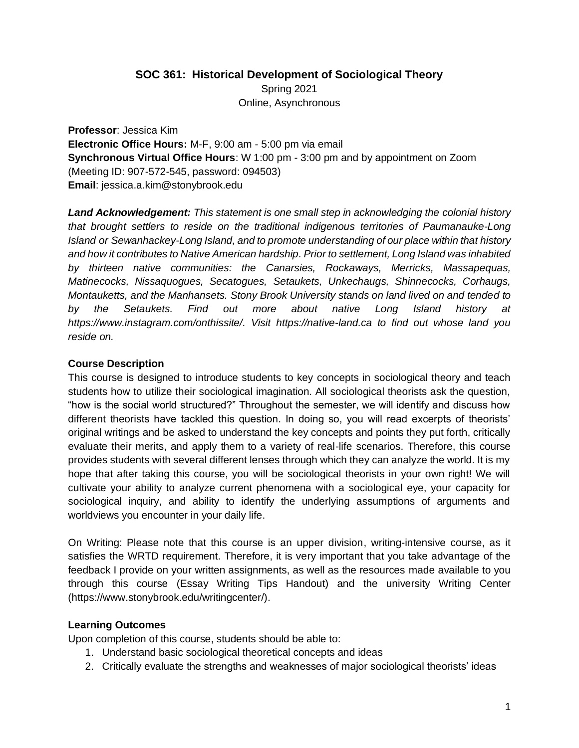# SOC 361: Historical Development of Sociological Theory

Spring 2021
Online, Asynchronous

**Professor**: Jessica Kim
**Electronic Office Hours:** M-F, 9:00 am - 5:00 pm via email
**Synchronous Virtual Office Hours**: W 1:00 pm - 3:00 pm and by appointment on Zoom (Meeting ID: 907-572-545, password: 094503)
**Email**: jessica.a.kim@stonybrook.edu

***Land Acknowledgement:*** *This statement is one small step in acknowledging the colonial history that brought settlers to reside on the traditional indigenous territories of Paumanauke-Long Island or Sewanhackey-Long Island, and to promote understanding of our place within that history and how it contributes to Native American hardship. Prior to settlement, Long Island was inhabited by thirteen native communities: the Canarsies, Rockaways, Merricks, Massapequas, Matinecocks, Nissaquogues, Secatogues, Setaukets, Unkechaugs, Shinnecocks, Corhaugs, Montauketts, and the Manhansets. Stony Brook University stands on land lived on and tended to by the Setaukets. Find out more about native Long Island history at https://www.instagram.com/onthissite/. Visit https://native-land.ca to find out whose land you reside on.*

## Course Description

This course is designed to introduce students to key concepts in sociological theory and teach students how to utilize their sociological imagination. All sociological theorists ask the question, "how is the social world structured?" Throughout the semester, we will identify and discuss how different theorists have tackled this question. In doing so, you will read excerpts of theorists' original writings and be asked to understand the key concepts and points they put forth, critically evaluate their merits, and apply them to a variety of real-life scenarios. Therefore, this course provides students with several different lenses through which they can analyze the world. It is my hope that after taking this course, you will be sociological theorists in your own right! We will cultivate your ability to analyze current phenomena with a sociological eye, your capacity for sociological inquiry, and ability to identify the underlying assumptions of arguments and worldviews you encounter in your daily life.

On Writing: Please note that this course is an upper division, writing-intensive course, as it satisfies the WRTD requirement. Therefore, it is very important that you take advantage of the feedback I provide on your written assignments, as well as the resources made available to you through this course (Essay Writing Tips Handout) and the university Writing Center (https://www.stonybrook.edu/writingcenter/).

## Learning Outcomes

Upon completion of this course, students should be able to:

1. Understand basic sociological theoretical concepts and ideas
2. Critically evaluate the strengths and weaknesses of major sociological theorists' ideas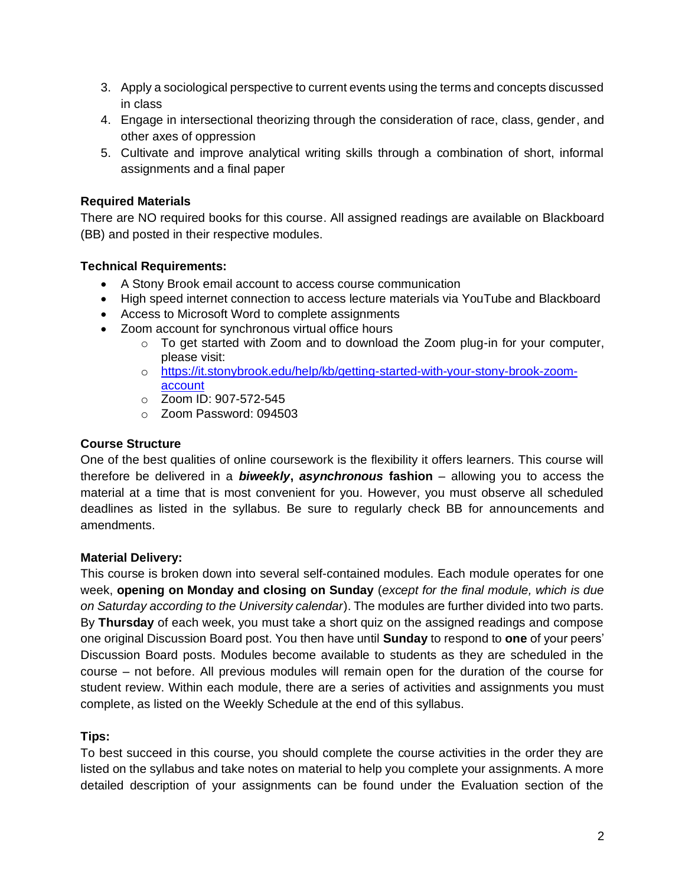3. Apply a sociological perspective to current events using the terms and concepts discussed in class
4. Engage in intersectional theorizing through the consideration of race, class, gender, and other axes of oppression
5. Cultivate and improve analytical writing skills through a combination of short, informal assignments and a final paper

**Required Materials**

There are NO required books for this course. All assigned readings are available on Blackboard (BB) and posted in their respective modules.

**Technical Requirements:**

- A Stony Brook email account to access course communication
- High speed internet connection to access lecture materials via YouTube and Blackboard
- Access to Microsoft Word to complete assignments
- Zoom account for synchronous virtual office hours
    - To get started with Zoom and to download the Zoom plug-in for your computer, please visit:
    - [https://it.stonybrook.edu/help/kb/getting-started-with-your-stony-brook-zoom-account](https://it.stonybrook.edu/help/kb/getting-started-with-your-stony-brook-zoom-account)
    - Zoom ID: 907-572-545
    - Zoom Password: 094503

**Course Structure**

One of the best qualities of online coursework is the flexibility it offers learners. This course will therefore be delivered in a ***biweekly*, *asynchronous* fashion** – allowing you to access the material at a time that is most convenient for you. However, you must observe all scheduled deadlines as listed in the syllabus. Be sure to regularly check BB for announcements and amendments.

**Material Delivery:**

This course is broken down into several self-contained modules. Each module operates for one week, **opening on Monday and closing on Sunday** (*except for the final module, which is due on Saturday according to the University calendar*). The modules are further divided into two parts. By **Thursday** of each week, you must take a short quiz on the assigned readings and compose one original Discussion Board post. You then have until **Sunday** to respond to **one** of your peers' Discussion Board posts. Modules become available to students as they are scheduled in the course – not before. All previous modules will remain open for the duration of the course for student review. Within each module, there are a series of activities and assignments you must complete, as listed on the Weekly Schedule at the end of this syllabus.

**Tips:**

To best succeed in this course, you should complete the course activities in the order they are listed on the syllabus and take notes on material to help you complete your assignments. A more detailed description of your assignments can be found under the Evaluation section of the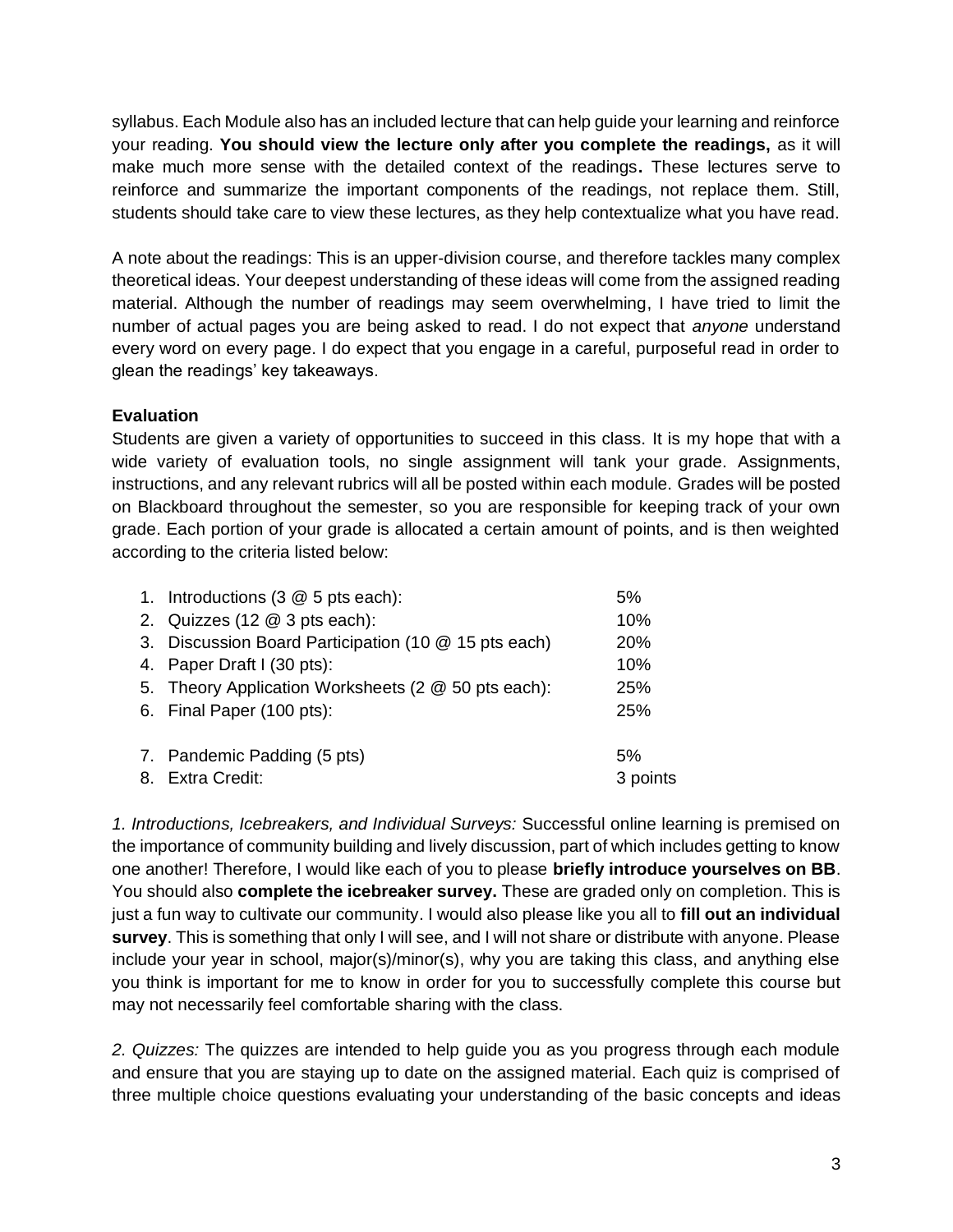syllabus. Each Module also has an included lecture that can help guide your learning and reinforce your reading. **You should view the lecture only after you complete the readings,** as it will make much more sense with the detailed context of the readings**.** These lectures serve to reinforce and summarize the important components of the readings, not replace them. Still, students should take care to view these lectures, as they help contextualize what you have read.

A note about the readings: This is an upper-division course, and therefore tackles many complex theoretical ideas. Your deepest understanding of these ideas will come from the assigned reading material. Although the number of readings may seem overwhelming, I have tried to limit the number of actual pages you are being asked to read. I do not expect that *anyone* understand every word on every page. I do expect that you engage in a careful, purposeful read in order to glean the readings' key takeaways.

**Evaluation**

Students are given a variety of opportunities to succeed in this class. It is my hope that with a wide variety of evaluation tools, no single assignment will tank your grade. Assignments, instructions, and any relevant rubrics will all be posted within each module. Grades will be posted on Blackboard throughout the semester, so you are responsible for keeping track of your own grade. Each portion of your grade is allocated a certain amount of points, and is then weighted according to the criteria listed below:

| Component | Weight |
|---|---|
| 1. Introductions (3 @ 5 pts each): | 5% |
| 2. Quizzes (12 @ 3 pts each): | 10% |
| 3. Discussion Board Participation (10 @ 15 pts each) | 20% |
| 4. Paper Draft I (30 pts): | 10% |
| 5. Theory Application Worksheets (2 @ 50 pts each): | 25% |
| 6. Final Paper (100 pts): | 25% |
| 7. Pandemic Padding (5 pts) | 5% |
| 8. Extra Credit: | 3 points |

*1. Introductions, Icebreakers, and Individual Surveys:* Successful online learning is premised on the importance of community building and lively discussion, part of which includes getting to know one another! Therefore, I would like each of you to please **briefly introduce yourselves on BB**. You should also **complete the icebreaker survey.** These are graded only on completion. This is just a fun way to cultivate our community. I would also please like you all to **fill out an individual survey**. This is something that only I will see, and I will not share or distribute with anyone. Please include your year in school, major(s)/minor(s), why you are taking this class, and anything else you think is important for me to know in order for you to successfully complete this course but may not necessarily feel comfortable sharing with the class.

*2. Quizzes:* The quizzes are intended to help guide you as you progress through each module and ensure that you are staying up to date on the assigned material. Each quiz is comprised of three multiple choice questions evaluating your understanding of the basic concepts and ideas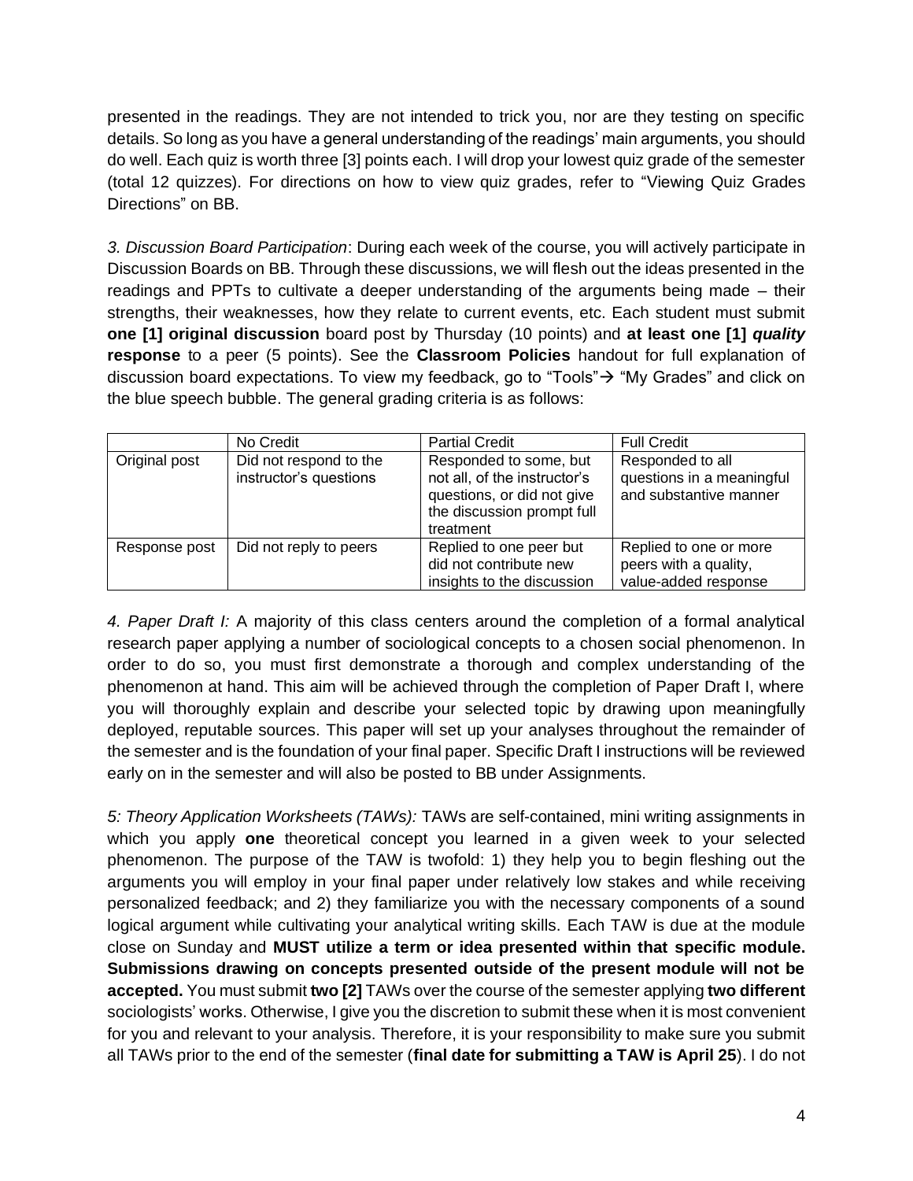presented in the readings. They are not intended to trick you, nor are they testing on specific details. So long as you have a general understanding of the readings' main arguments, you should do well. Each quiz is worth three [3] points each. I will drop your lowest quiz grade of the semester (total 12 quizzes). For directions on how to view quiz grades, refer to "Viewing Quiz Grades Directions" on BB.

*3. Discussion Board Participation*: During each week of the course, you will actively participate in Discussion Boards on BB. Through these discussions, we will flesh out the ideas presented in the readings and PPTs to cultivate a deeper understanding of the arguments being made – their strengths, their weaknesses, how they relate to current events, etc. Each student must submit **one [1] original discussion** board post by Thursday (10 points) and **at least one [1] *quality* response** to a peer (5 points). See the **Classroom Policies** handout for full explanation of discussion board expectations. To view my feedback, go to "Tools" → "My Grades" and click on the blue speech bubble. The general grading criteria is as follows:

| | No Credit | Partial Credit | Full Credit |
|---|---|---|---|
| Original post | Did not respond to the instructor's questions | Responded to some, but not all, of the instructor's questions, or did not give the discussion prompt full treatment | Responded to all questions in a meaningful and substantive manner |
| Response post | Did not reply to peers | Replied to one peer but did not contribute new insights to the discussion | Replied to one or more peers with a quality, value-added response |

*4. Paper Draft I:* A majority of this class centers around the completion of a formal analytical research paper applying a number of sociological concepts to a chosen social phenomenon. In order to do so, you must first demonstrate a thorough and complex understanding of the phenomenon at hand. This aim will be achieved through the completion of Paper Draft I, where you will thoroughly explain and describe your selected topic by drawing upon meaningfully deployed, reputable sources. This paper will set up your analyses throughout the remainder of the semester and is the foundation of your final paper. Specific Draft I instructions will be reviewed early on in the semester and will also be posted to BB under Assignments.

*5: Theory Application Worksheets (TAWs):* TAWs are self-contained, mini writing assignments in which you apply **one** theoretical concept you learned in a given week to your selected phenomenon. The purpose of the TAW is twofold: 1) they help you to begin fleshing out the arguments you will employ in your final paper under relatively low stakes and while receiving personalized feedback; and 2) they familiarize you with the necessary components of a sound logical argument while cultivating your analytical writing skills. Each TAW is due at the module close on Sunday and **MUST utilize a term or idea presented within that specific module. Submissions drawing on concepts presented outside of the present module will not be accepted.** You must submit **two [2]** TAWs over the course of the semester applying **two different** sociologists' works. Otherwise, I give you the discretion to submit these when it is most convenient for you and relevant to your analysis. Therefore, it is your responsibility to make sure you submit all TAWs prior to the end of the semester (**final date for submitting a TAW is April 25**). I do not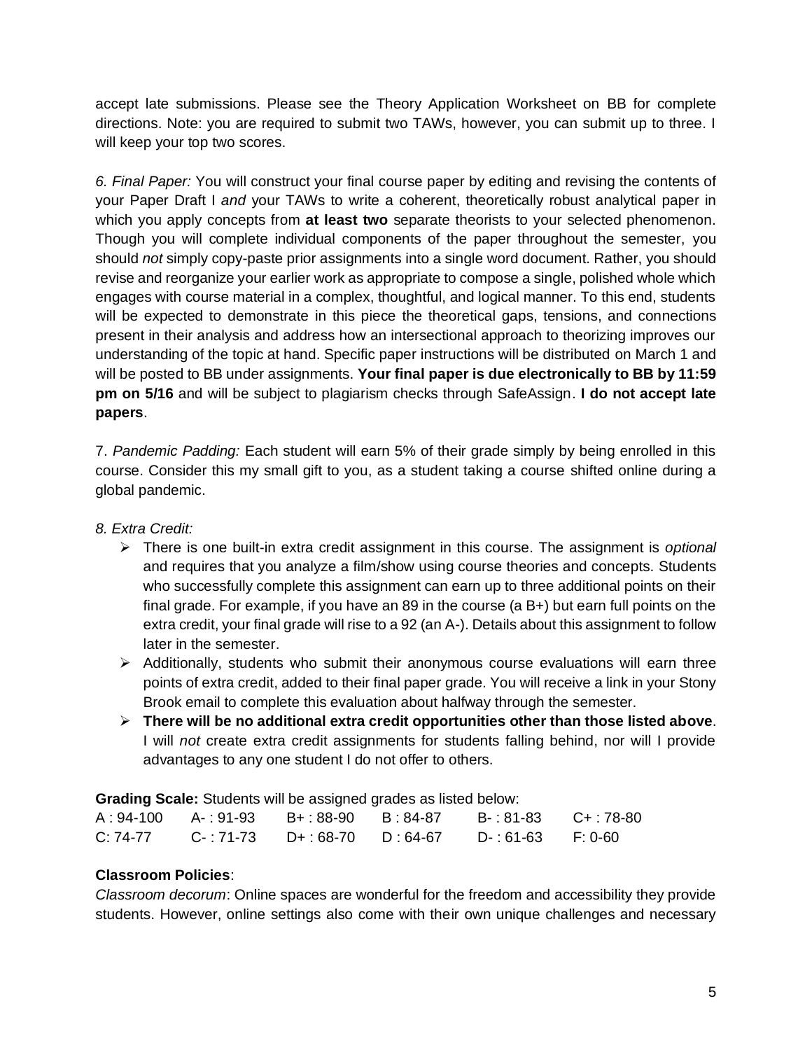accept late submissions. Please see the Theory Application Worksheet on BB for complete directions. Note: you are required to submit two TAWs, however, you can submit up to three. I will keep your top two scores.

*6. Final Paper:* You will construct your final course paper by editing and revising the contents of your Paper Draft I *and* your TAWs to write a coherent, theoretically robust analytical paper in which you apply concepts from **at least two** separate theorists to your selected phenomenon. Though you will complete individual components of the paper throughout the semester, you should *not* simply copy-paste prior assignments into a single word document. Rather, you should revise and reorganize your earlier work as appropriate to compose a single, polished whole which engages with course material in a complex, thoughtful, and logical manner. To this end, students will be expected to demonstrate in this piece the theoretical gaps, tensions, and connections present in their analysis and address how an intersectional approach to theorizing improves our understanding of the topic at hand. Specific paper instructions will be distributed on March 1 and will be posted to BB under assignments. **Your final paper is due electronically to BB by 11:59 pm on 5/16** and will be subject to plagiarism checks through SafeAssign. **I do not accept late papers**.

7. *Pandemic Padding:* Each student will earn 5% of their grade simply by being enrolled in this course. Consider this my small gift to you, as a student taking a course shifted online during a global pandemic.

*8. Extra Credit:*

- There is one built-in extra credit assignment in this course. The assignment is *optional* and requires that you analyze a film/show using course theories and concepts. Students who successfully complete this assignment can earn up to three additional points on their final grade. For example, if you have an 89 in the course (a B+) but earn full points on the extra credit, your final grade will rise to a 92 (an A-). Details about this assignment to follow later in the semester.
- Additionally, students who submit their anonymous course evaluations will earn three points of extra credit, added to their final paper grade. You will receive a link in your Stony Brook email to complete this evaluation about halfway through the semester.
- **There will be no additional extra credit opportunities other than those listed above**. I will *not* create extra credit assignments for students falling behind, nor will I provide advantages to any one student I do not offer to others.

**Grading Scale:** Students will be assigned grades as listed below:

| | | | | | |
|---|---|---|---|---|---|
| A : 94-100 | A- : 91-93 | B+ : 88-90 | B : 84-87 | B- : 81-83 | C+ : 78-80 |
| C: 74-77 | C- : 71-73 | D+ : 68-70 | D : 64-67 | D- : 61-63 | F: 0-60 |

**Classroom Policies**:

*Classroom decorum*: Online spaces are wonderful for the freedom and accessibility they provide students. However, online settings also come with their own unique challenges and necessary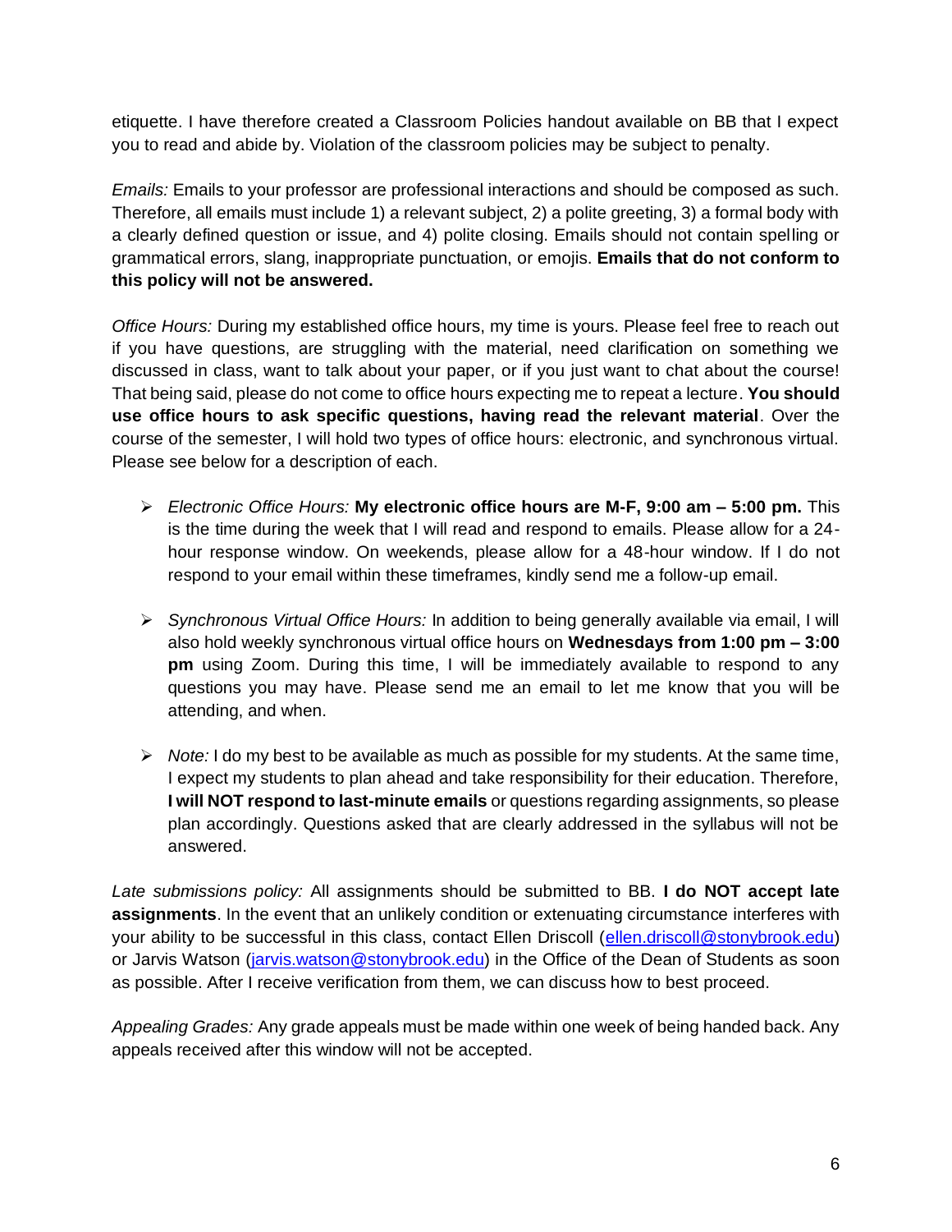etiquette. I have therefore created a Classroom Policies handout available on BB that I expect you to read and abide by. Violation of the classroom policies may be subject to penalty.

*Emails:* Emails to your professor are professional interactions and should be composed as such. Therefore, all emails must include 1) a relevant subject, 2) a polite greeting, 3) a formal body with a clearly defined question or issue, and 4) polite closing. Emails should not contain spelling or grammatical errors, slang, inappropriate punctuation, or emojis. **Emails that do not conform to this policy will not be answered.**

*Office Hours:* During my established office hours, my time is yours. Please feel free to reach out if you have questions, are struggling with the material, need clarification on something we discussed in class, want to talk about your paper, or if you just want to chat about the course! That being said, please do not come to office hours expecting me to repeat a lecture. **You should use office hours to ask specific questions, having read the relevant material**. Over the course of the semester, I will hold two types of office hours: electronic, and synchronous virtual. Please see below for a description of each.

- *Electronic Office Hours:* **My electronic office hours are M-F, 9:00 am – 5:00 pm.** This is the time during the week that I will read and respond to emails. Please allow for a 24-hour response window. On weekends, please allow for a 48-hour window. If I do not respond to your email within these timeframes, kindly send me a follow-up email.

- *Synchronous Virtual Office Hours:* In addition to being generally available via email, I will also hold weekly synchronous virtual office hours on **Wednesdays from 1:00 pm – 3:00 pm** using Zoom. During this time, I will be immediately available to respond to any questions you may have. Please send me an email to let me know that you will be attending, and when.

- *Note:* I do my best to be available as much as possible for my students. At the same time, I expect my students to plan ahead and take responsibility for their education. Therefore, **I will NOT respond to last-minute emails** or questions regarding assignments, so please plan accordingly. Questions asked that are clearly addressed in the syllabus will not be answered.

*Late submissions policy:* All assignments should be submitted to BB. **I do NOT accept late assignments**. In the event that an unlikely condition or extenuating circumstance interferes with your ability to be successful in this class, contact Ellen Driscoll (ellen.driscoll@stonybrook.edu) or Jarvis Watson (jarvis.watson@stonybrook.edu) in the Office of the Dean of Students as soon as possible. After I receive verification from them, we can discuss how to best proceed.

*Appealing Grades:* Any grade appeals must be made within one week of being handed back. Any appeals received after this window will not be accepted.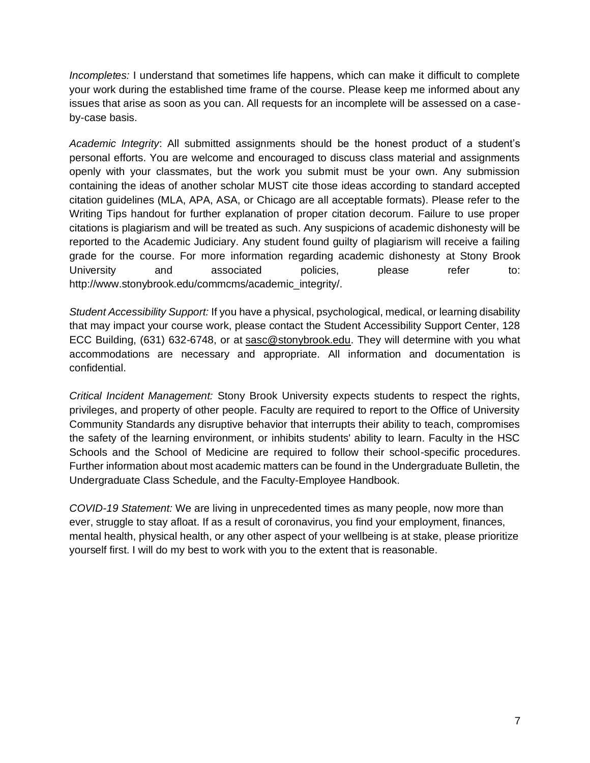*Incompletes:* I understand that sometimes life happens, which can make it difficult to complete your work during the established time frame of the course. Please keep me informed about any issues that arise as soon as you can. All requests for an incomplete will be assessed on a case-by-case basis.

*Academic Integrity*: All submitted assignments should be the honest product of a student's personal efforts. You are welcome and encouraged to discuss class material and assignments openly with your classmates, but the work you submit must be your own. Any submission containing the ideas of another scholar MUST cite those ideas according to standard accepted citation guidelines (MLA, APA, ASA, or Chicago are all acceptable formats). Please refer to the Writing Tips handout for further explanation of proper citation decorum. Failure to use proper citations is plagiarism and will be treated as such. Any suspicions of academic dishonesty will be reported to the Academic Judiciary. Any student found guilty of plagiarism will receive a failing grade for the course. For more information regarding academic dishonesty at Stony Brook University and associated policies, please refer to: http://www.stonybrook.edu/commcms/academic_integrity/.

*Student Accessibility Support:* If you have a physical, psychological, medical, or learning disability that may impact your course work, please contact the Student Accessibility Support Center, 128 ECC Building, (631) 632-6748, or at sasc@stonybrook.edu. They will determine with you what accommodations are necessary and appropriate. All information and documentation is confidential.

*Critical Incident Management:* Stony Brook University expects students to respect the rights, privileges, and property of other people. Faculty are required to report to the Office of University Community Standards any disruptive behavior that interrupts their ability to teach, compromises the safety of the learning environment, or inhibits students' ability to learn. Faculty in the HSC Schools and the School of Medicine are required to follow their school-specific procedures. Further information about most academic matters can be found in the Undergraduate Bulletin, the Undergraduate Class Schedule, and the Faculty-Employee Handbook.

*COVID-19 Statement:* We are living in unprecedented times as many people, now more than ever, struggle to stay afloat. If as a result of coronavirus, you find your employment, finances, mental health, physical health, or any other aspect of your wellbeing is at stake, please prioritize yourself first. I will do my best to work with you to the extent that is reasonable.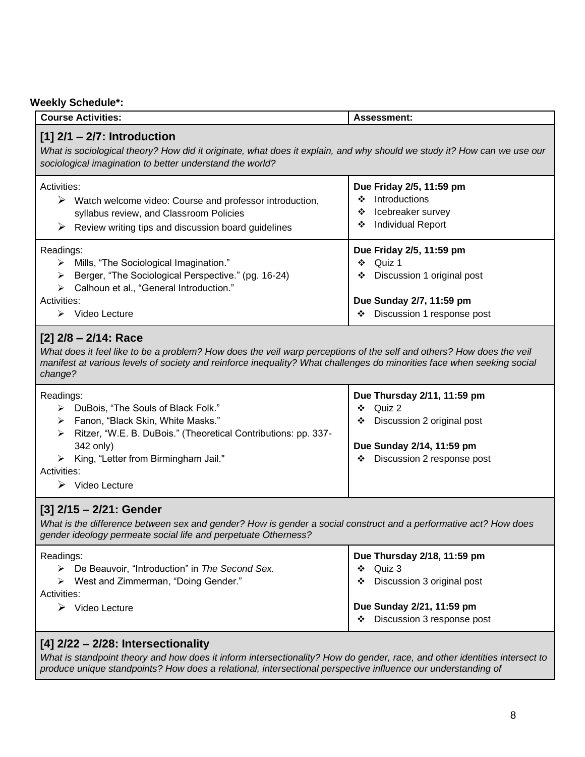**Weekly Schedule*:**

| Course Activities: | Assessment: |
|---|---|
| **[1] 2/1 – 2/7: Introduction**<br>*What is sociological theory? How did it originate, what does it explain, and why should we study it? How can we use our sociological imagination to better understand the world?* | |
| Activities:<br>➢ Watch welcome video: Course and professor introduction, syllabus review, and Classroom Policies<br>➢ Review writing tips and discussion board guidelines | **Due Friday 2/5, 11:59 pm**<br>❖ Introductions<br>❖ Icebreaker survey<br>❖ Individual Report |
| Readings:<br>➢ Mills, "The Sociological Imagination."<br>➢ Berger, "The Sociological Perspective." (pg. 16-24)<br>➢ Calhoun et al., "General Introduction."<br>Activities:<br>➢ Video Lecture | **Due Friday 2/5, 11:59 pm**<br>❖ Quiz 1<br>❖ Discussion 1 original post<br><br>**Due Sunday 2/7, 11:59 pm**<br>❖ Discussion 1 response post |
| **[2] 2/8 – 2/14: Race**<br>*What does it feel like to be a problem? How does the veil warp perceptions of the self and others? How does the veil manifest at various levels of society and reinforce inequality? What challenges do minorities face when seeking social change?* | |
| Readings:<br>➢ DuBois, "The Souls of Black Folk."<br>➢ Fanon, "Black Skin, White Masks."<br>➢ Ritzer, "W.E. B. DuBois." (Theoretical Contributions: pp. 337-342 only)<br>➢ King, "Letter from Birmingham Jail."<br>Activities:<br>➢ Video Lecture | **Due Thursday 2/11, 11:59 pm**<br>❖ Quiz 2<br>❖ Discussion 2 original post<br><br>**Due Sunday 2/14, 11:59 pm**<br>❖ Discussion 2 response post |
| **[3] 2/15 – 2/21: Gender**<br>*What is the difference between sex and gender? How is gender a social construct and a performative act? How does gender ideology permeate social life and perpetuate Otherness?* | |
| Readings:<br>➢ De Beauvoir, "Introduction" in *The Second Sex.*<br>➢ West and Zimmerman, "Doing Gender."<br>Activities:<br>➢ Video Lecture | **Due Thursday 2/18, 11:59 pm**<br>❖ Quiz 3<br>❖ Discussion 3 original post<br><br>**Due Sunday 2/21, 11:59 pm**<br>❖ Discussion 3 response post |
| **[4] 2/22 – 2/28: Intersectionality**<br>*What is standpoint theory and how does it inform intersectionality? How do gender, race, and other identities intersect to produce unique standpoints? How does a relational, intersectional perspective influence our understanding of* | |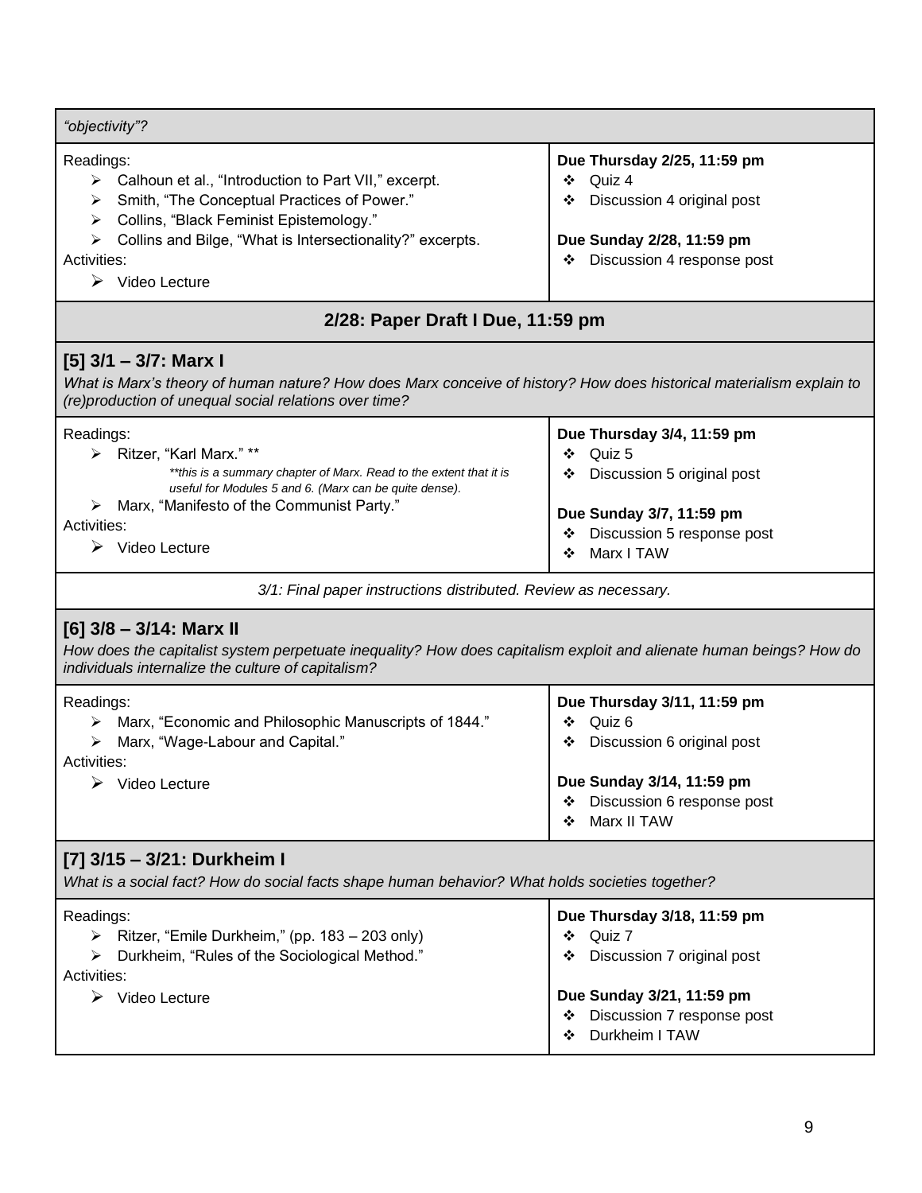*"objectivity"?*

| Readings / Activities | Due |
| --- | --- |
| Readings:<br>➢ Calhoun et al., "Introduction to Part VII," excerpt.<br>➢ Smith, "The Conceptual Practices of Power."<br>➢ Collins, "Black Feminist Epistemology."<br>➢ Collins and Bilge, "What is Intersectionality?" excerpts.<br>Activities:<br>➢ Video Lecture | **Due Thursday 2/25, 11:59 pm**<br>❖ Quiz 4<br>❖ Discussion 4 original post<br><br>**Due Sunday 2/28, 11:59 pm**<br>❖ Discussion 4 response post |

**2/28: Paper Draft I Due, 11:59 pm**

### [5] 3/1 – 3/7: Marx I

*What is Marx's theory of human nature? How does Marx conceive of history? How does historical materialism explain to (re)production of unequal social relations over time?*

| Readings / Activities | Due |
| --- | --- |
| Readings:<br>➢ Ritzer, "Karl Marx." **<br>*\*\*this is a summary chapter of Marx. Read to the extent that it is useful for Modules 5 and 6. (Marx can be quite dense).*<br>➢ Marx, "Manifesto of the Communist Party."<br>Activities:<br>➢ Video Lecture | **Due Thursday 3/4, 11:59 pm**<br>❖ Quiz 5<br>❖ Discussion 5 original post<br><br>**Due Sunday 3/7, 11:59 pm**<br>❖ Discussion 5 response post<br>❖ Marx I TAW |

*3/1: Final paper instructions distributed. Review as necessary.*

### [6] 3/8 – 3/14: Marx II

*How does the capitalist system perpetuate inequality? How does capitalism exploit and alienate human beings? How do individuals internalize the culture of capitalism?*

| Readings / Activities | Due |
| --- | --- |
| Readings:<br>➢ Marx, "Economic and Philosophic Manuscripts of 1844."<br>➢ Marx, "Wage-Labour and Capital."<br>Activities:<br>➢ Video Lecture | **Due Thursday 3/11, 11:59 pm**<br>❖ Quiz 6<br>❖ Discussion 6 original post<br><br>**Due Sunday 3/14, 11:59 pm**<br>❖ Discussion 6 response post<br>❖ Marx II TAW |

### [7] 3/15 – 3/21: Durkheim I

*What is a social fact? How do social facts shape human behavior? What holds societies together?*

| Readings / Activities | Due |
| --- | --- |
| Readings:<br>➢ Ritzer, "Emile Durkheim," (pp. 183 – 203 only)<br>➢ Durkheim, "Rules of the Sociological Method."<br>Activities:<br>➢ Video Lecture | **Due Thursday 3/18, 11:59 pm**<br>❖ Quiz 7<br>❖ Discussion 7 original post<br><br>**Due Sunday 3/21, 11:59 pm**<br>❖ Discussion 7 response post<br>❖ Durkheim I TAW |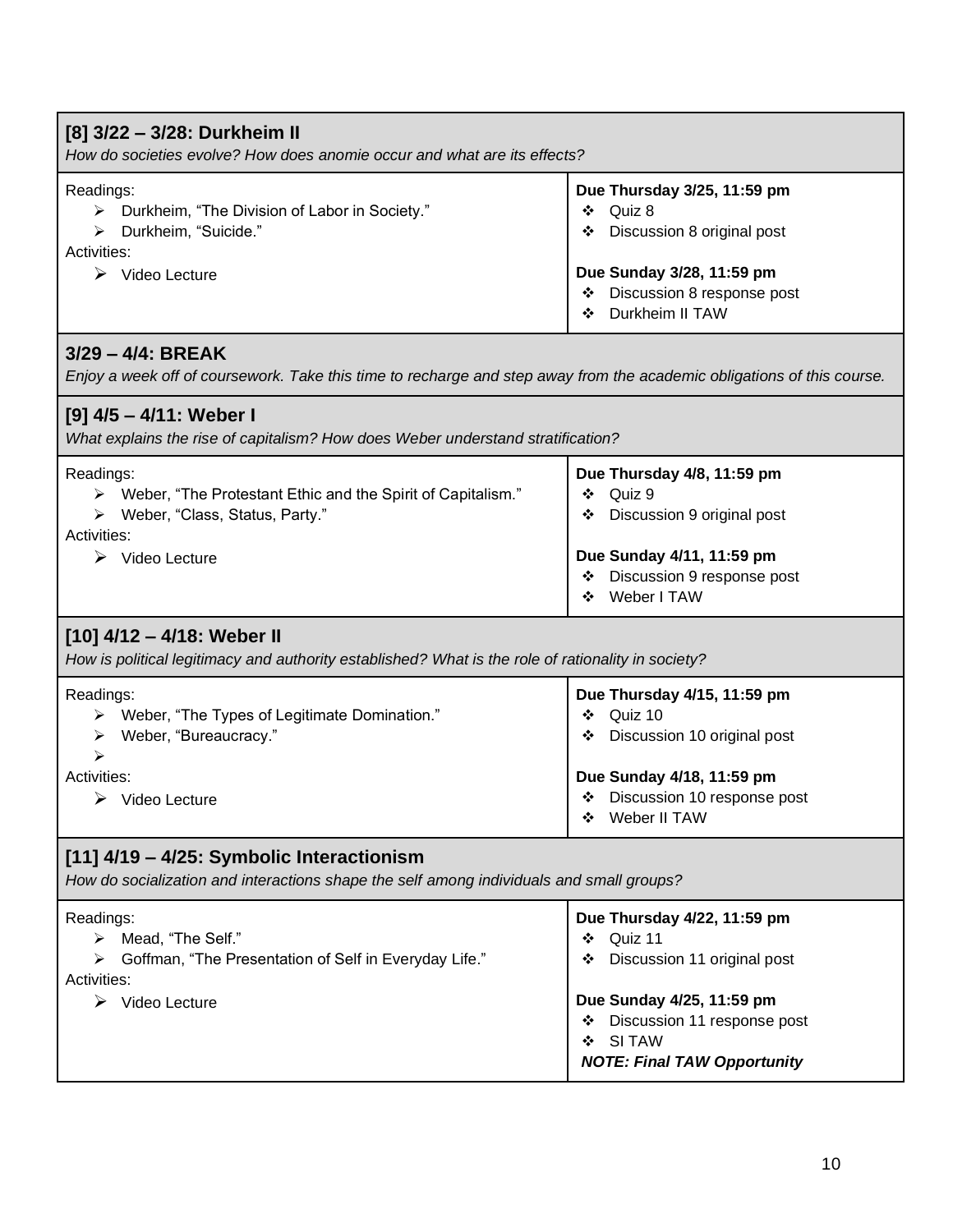### [8] 3/22 – 3/28: Durkheim II

*How do societies evolve? How does anomie occur and what are its effects?*

| Readings and Activities | Due Dates |
| --- | --- |
| Readings:<br>➢ Durkheim, "The Division of Labor in Society."<br>➢ Durkheim, "Suicide."<br>Activities:<br>➢ Video Lecture | **Due Thursday 3/25, 11:59 pm**<br>❖ Quiz 8<br>❖ Discussion 8 original post<br><br>**Due Sunday 3/28, 11:59 pm**<br>❖ Discussion 8 response post<br>❖ Durkheim II TAW |

### 3/29 – 4/4: BREAK

*Enjoy a week off of coursework. Take this time to recharge and step away from the academic obligations of this course.*

### [9] 4/5 – 4/11: Weber I

*What explains the rise of capitalism? How does Weber understand stratification?*

| Readings and Activities | Due Dates |
| --- | --- |
| Readings:<br>➢ Weber, "The Protestant Ethic and the Spirit of Capitalism."<br>➢ Weber, "Class, Status, Party."<br>Activities:<br>➢ Video Lecture | **Due Thursday 4/8, 11:59 pm**<br>❖ Quiz 9<br>❖ Discussion 9 original post<br><br>**Due Sunday 4/11, 11:59 pm**<br>❖ Discussion 9 response post<br>❖ Weber I TAW |

### [10] 4/12 – 4/18: Weber II

*How is political legitimacy and authority established? What is the role of rationality in society?*

| Readings and Activities | Due Dates |
| --- | --- |
| Readings:<br>➢ Weber, "The Types of Legitimate Domination."<br>➢ Weber, "Bureaucracy."<br>➢<br>Activities:<br>➢ Video Lecture | **Due Thursday 4/15, 11:59 pm**<br>❖ Quiz 10<br>❖ Discussion 10 original post<br><br>**Due Sunday 4/18, 11:59 pm**<br>❖ Discussion 10 response post<br>❖ Weber II TAW |

### [11] 4/19 – 4/25: Symbolic Interactionism

*How do socialization and interactions shape the self among individuals and small groups?*

| Readings and Activities | Due Dates |
| --- | --- |
| Readings:<br>➢ Mead, "The Self."<br>➢ Goffman, "The Presentation of Self in Everyday Life."<br>Activities:<br>➢ Video Lecture | **Due Thursday 4/22, 11:59 pm**<br>❖ Quiz 11<br>❖ Discussion 11 original post<br><br>**Due Sunday 4/25, 11:59 pm**<br>❖ Discussion 11 response post<br>❖ SI TAW<br>***NOTE: Final TAW Opportunity*** |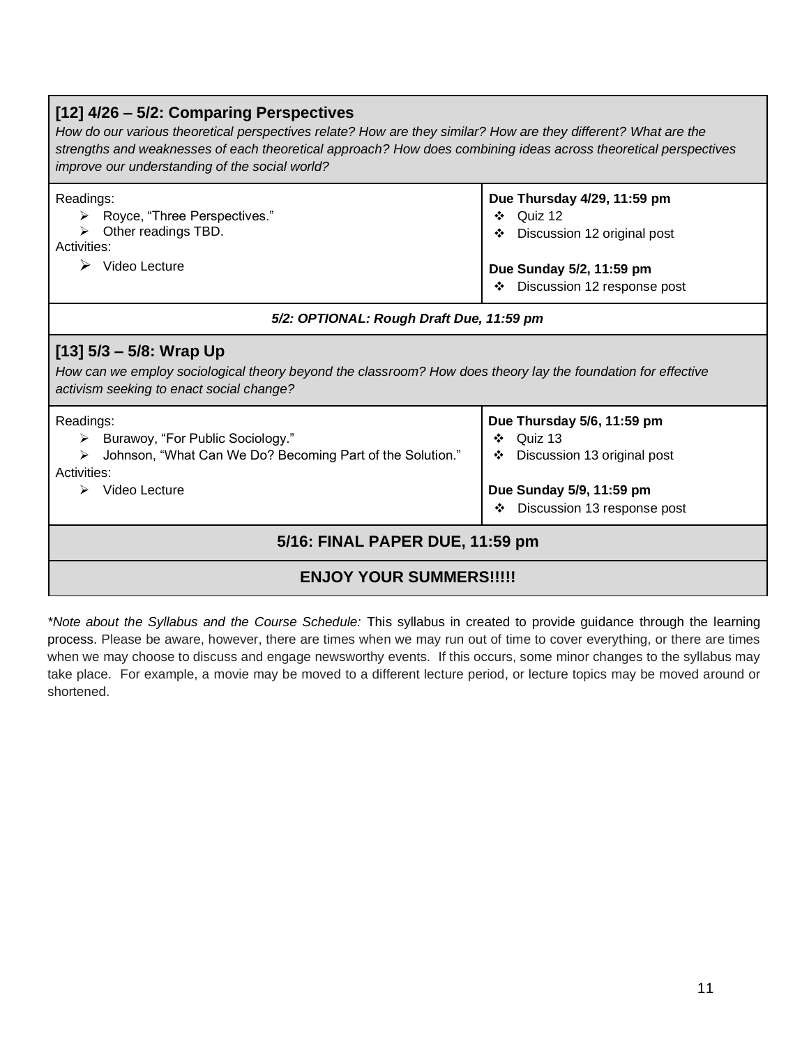### [12] 4/26 – 5/2: Comparing Perspectives

*How do our various theoretical perspectives relate? How are they similar? How are they different? What are the strengths and weaknesses of each theoretical approach? How does combining ideas across theoretical perspectives improve our understanding of the social world?*

| | |
|---|---|
| Readings:<br>➢ Royce, "Three Perspectives."<br>➢ Other readings TBD.<br>Activities:<br>➢ Video Lecture | **Due Thursday 4/29, 11:59 pm**<br>❖ Quiz 12<br>❖ Discussion 12 original post<br><br>**Due Sunday 5/2, 11:59 pm**<br>❖ Discussion 12 response post |

***5/2: OPTIONAL: Rough Draft Due, 11:59 pm***

### [13] 5/3 – 5/8: Wrap Up

*How can we employ sociological theory beyond the classroom? How does theory lay the foundation for effective activism seeking to enact social change?*

| | |
|---|---|
| Readings:<br>➢ Burawoy, "For Public Sociology."<br>➢ Johnson, "What Can We Do? Becoming Part of the Solution."<br>Activities:<br>➢ Video Lecture | **Due Thursday 5/6, 11:59 pm**<br>❖ Quiz 13<br>❖ Discussion 13 original post<br><br>**Due Sunday 5/9, 11:59 pm**<br>❖ Discussion 13 response post |

**5/16: FINAL PAPER DUE, 11:59 pm**

**ENJOY YOUR SUMMERS!!!!!**

*\*Note about the Syllabus and the Course Schedule:* This syllabus in created to provide guidance through the learning process. Please be aware, however, there are times when we may run out of time to cover everything, or there are times when we may choose to discuss and engage newsworthy events. If this occurs, some minor changes to the syllabus may take place. For example, a movie may be moved to a different lecture period, or lecture topics may be moved around or shortened.